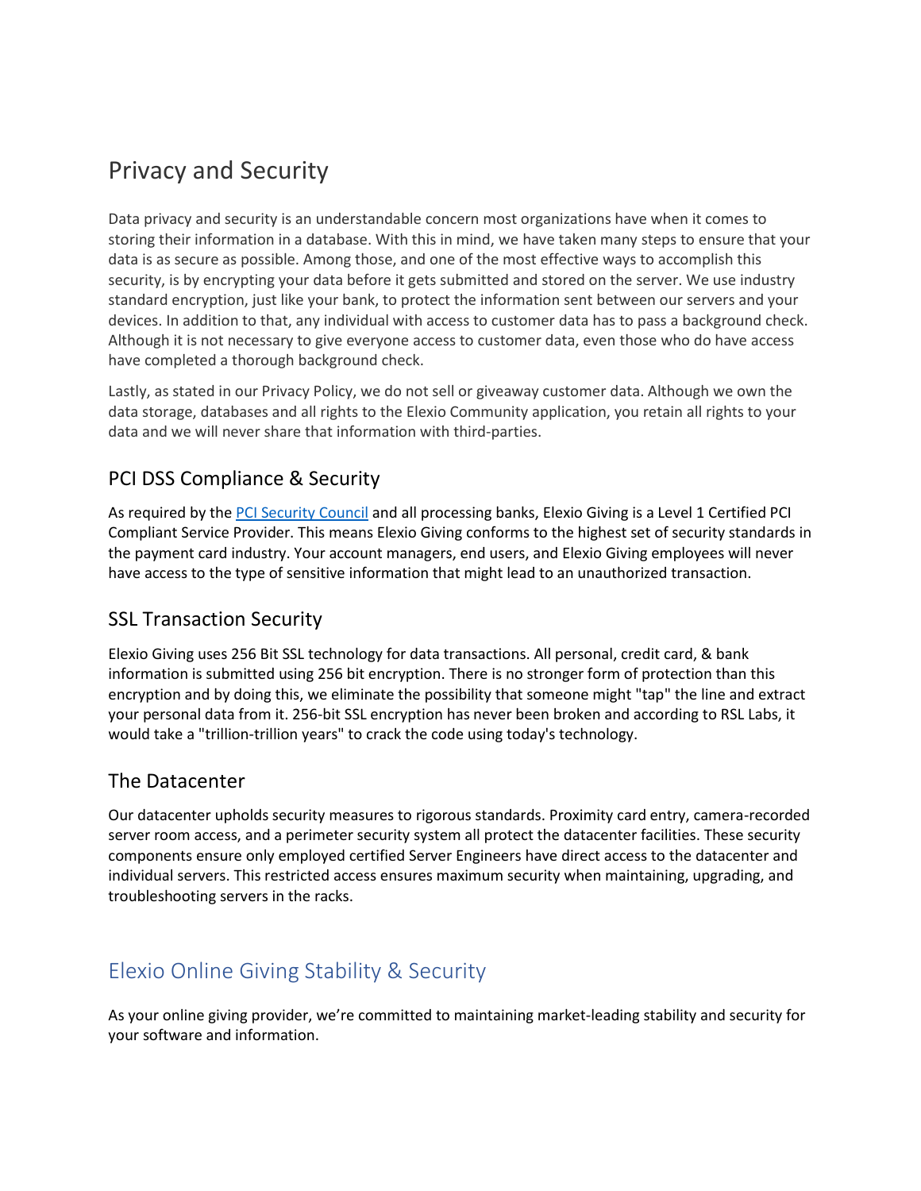# Privacy and Security

Data privacy and security is an understandable concern most organizations have when it comes to storing their information in a database. With this in mind, we have taken many steps to ensure that your data is as secure as possible. Among those, and one of the most effective ways to accomplish this security, is by encrypting your data before it gets submitted and stored on the server. We use industry standard encryption, just like your bank, to protect the information sent between our servers and your devices. In addition to that, any individual with access to customer data has to pass a background check. Although it is not necessary to give everyone access to customer data, even those who do have access have completed a thorough background check.

Lastly, as stated in our Privacy Policy, we do not sell or giveaway customer data. Although we own the data storage, databases and all rights to the Elexio Community application, you retain all rights to your data and we will never share that information with third-parties.

## PCI DSS Compliance & Security

As required by the [PCI Security Council] and all processing banks, Elexio Giving is a Level 1 Certified PCI Compliant Service Provider. This means Elexio Giving conforms to the highest set of security standards in the payment card industry. Your account managers, end users, and Elexio Giving employees will never have access to the type of sensitive information that might lead to an unauthorized transaction.

## SSL Transaction Security

Elexio Giving uses 256 Bit SSL technology for data transactions. All personal, credit card, & bank information is submitted using 256 bit encryption. There is no stronger form of protection than this encryption and by doing this, we eliminate the possibility that someone might "tap" the line and extract your personal data from it. 256-bit SSL encryption has never been broken and according to RSL Labs, it would take a "trillion-trillion years" to crack the code using today's technology.

## The Datacenter

Our datacenter upholds security measures to rigorous standards. Proximity card entry, camera-recorded server room access, and a perimeter security system all protect the datacenter facilities. These security components ensure only employed certified Server Engineers have direct access to the datacenter and individual servers. This restricted access ensures maximum security when maintaining, upgrading, and troubleshooting servers in the racks.

# Elexio Online Giving Stability & Security

As your online giving provider, we're committed to maintaining market-leading stability and security for your software and information.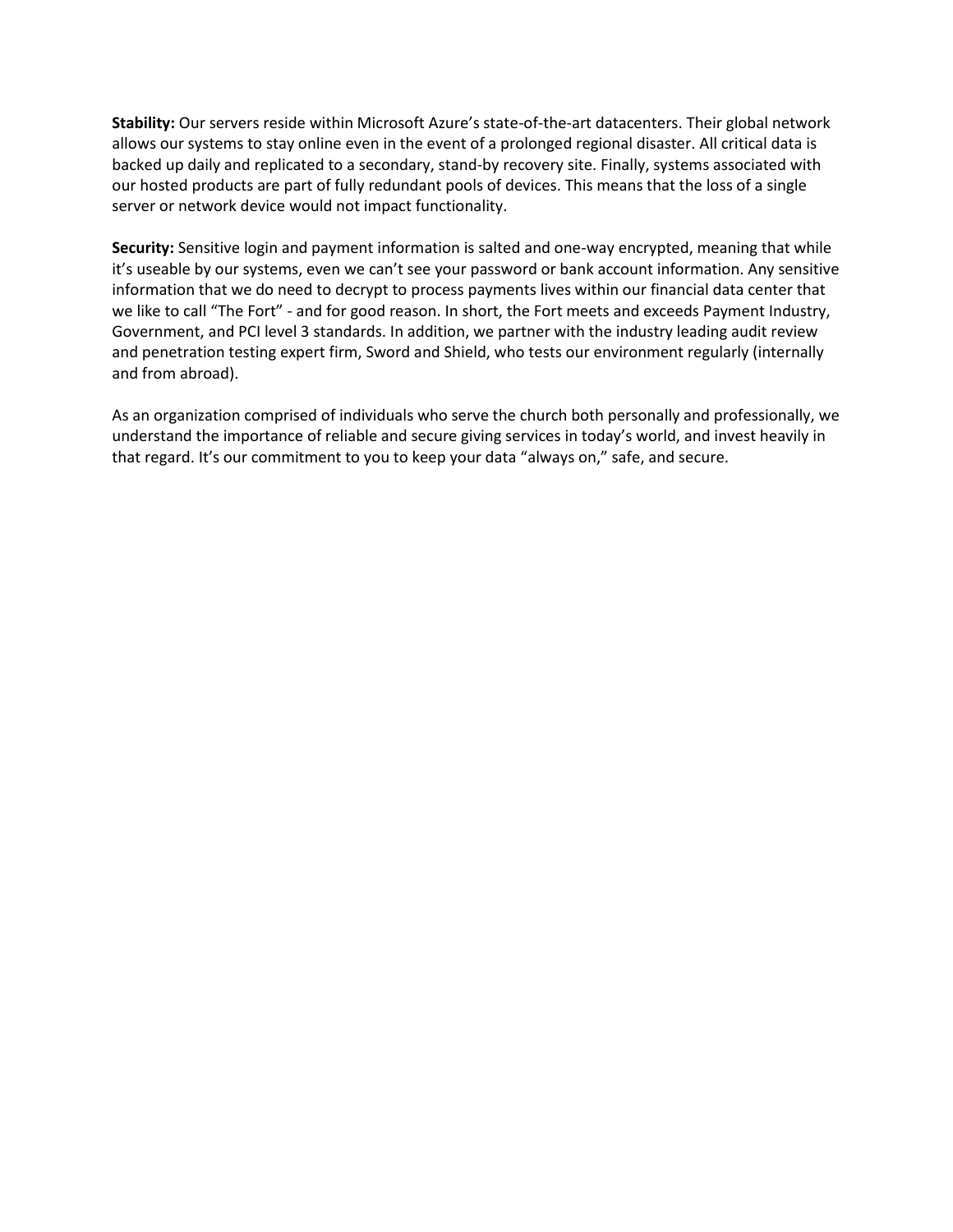**Stability:** Our servers reside within Microsoft Azure's state-of-the-art datacenters. Their global network allows our systems to stay online even in the event of a prolonged regional disaster. All critical data is backed up daily and replicated to a secondary, stand-by recovery site. Finally, systems associated with our hosted products are part of fully redundant pools of devices. This means that the loss of a single server or network device would not impact functionality.

**Security:** Sensitive login and payment information is salted and one-way encrypted, meaning that while it's useable by our systems, even we can't see your password or bank account information. Any sensitive information that we do need to decrypt to process payments lives within our financial data center that we like to call "The Fort" - and for good reason. In short, the Fort meets and exceeds Payment Industry, Government, and PCI level 3 standards. In addition, we partner with the industry leading audit review and penetration testing expert firm, Sword and Shield, who tests our environment regularly (internally and from abroad).

As an organization comprised of individuals who serve the church both personally and professionally, we understand the importance of reliable and secure giving services in today's world, and invest heavily in that regard. It's our commitment to you to keep your data "always on," safe, and secure.